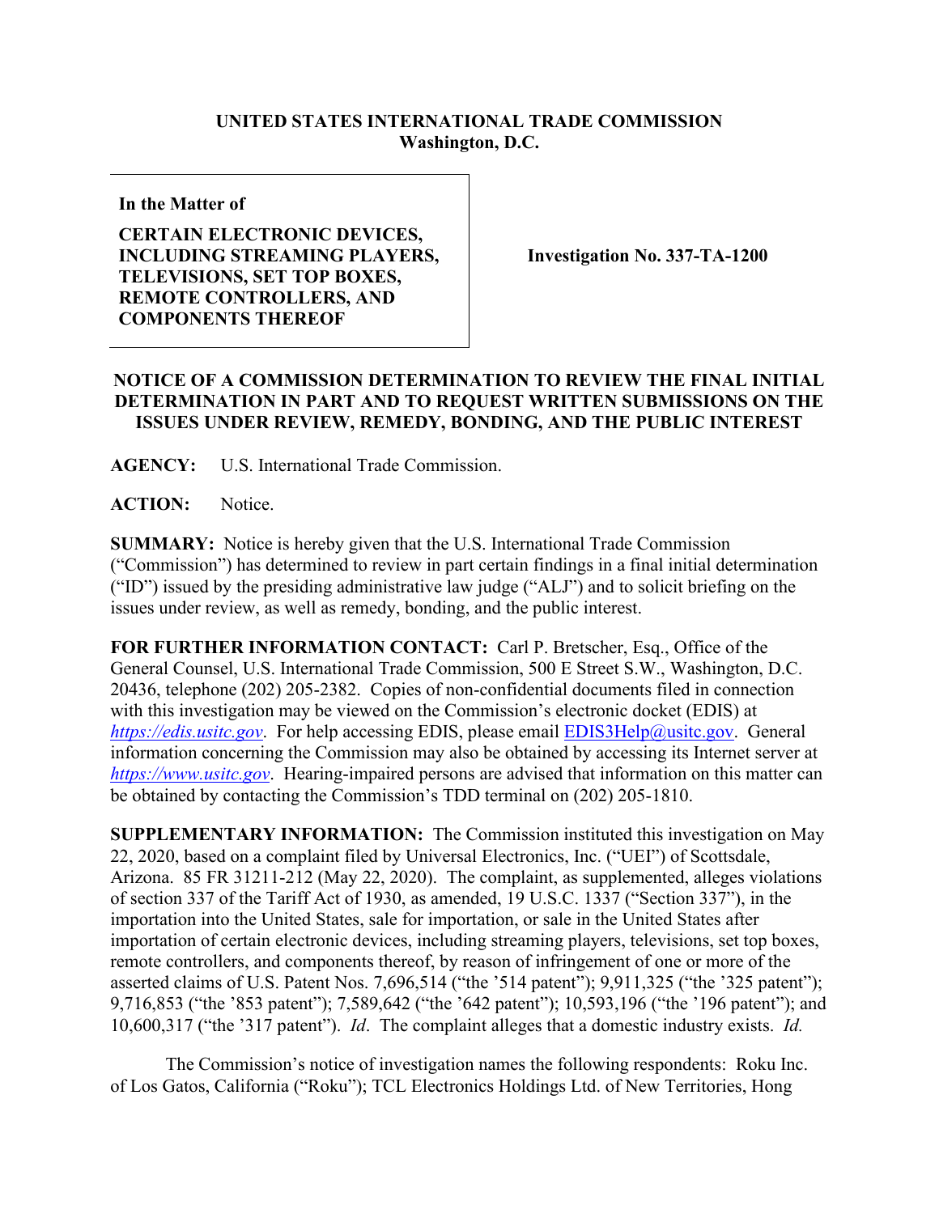**UNITED STATES INTERNATIONAL TRADE COMMISSION**
**Washington, D.C.**

| **In the Matter of** **CERTAIN ELECTRONIC DEVICES, INCLUDING STREAMING PLAYERS, TELEVISIONS, SET TOP BOXES, REMOTE CONTROLLERS, AND COMPONENTS THEREOF** | **Investigation No. 337-TA-1200** |
|---|---|

**NOTICE OF A COMMISSION DETERMINATION TO REVIEW THE FINAL INITIAL DETERMINATION IN PART AND TO REQUEST WRITTEN SUBMISSIONS ON THE ISSUES UNDER REVIEW, REMEDY, BONDING, AND THE PUBLIC INTEREST**

**AGENCY:** U.S. International Trade Commission.

**ACTION:** Notice.

**SUMMARY:** Notice is hereby given that the U.S. International Trade Commission ("Commission") has determined to review in part certain findings in a final initial determination ("ID") issued by the presiding administrative law judge ("ALJ") and to solicit briefing on the issues under review, as well as remedy, bonding, and the public interest.

**FOR FURTHER INFORMATION CONTACT:** Carl P. Bretscher, Esq., Office of the General Counsel, U.S. International Trade Commission, 500 E Street S.W., Washington, D.C. 20436, telephone (202) 205-2382. Copies of non-confidential documents filed in connection with this investigation may be viewed on the Commission's electronic docket (EDIS) at *https://edis.usitc.gov*. For help accessing EDIS, please email EDIS3Help@usitc.gov. General information concerning the Commission may also be obtained by accessing its Internet server at *https://www.usitc.gov*. Hearing-impaired persons are advised that information on this matter can be obtained by contacting the Commission's TDD terminal on (202) 205-1810.

**SUPPLEMENTARY INFORMATION:** The Commission instituted this investigation on May 22, 2020, based on a complaint filed by Universal Electronics, Inc. ("UEI") of Scottsdale, Arizona. 85 FR 31211-212 (May 22, 2020). The complaint, as supplemented, alleges violations of section 337 of the Tariff Act of 1930, as amended, 19 U.S.C. 1337 ("Section 337"), in the importation into the United States, sale for importation, or sale in the United States after importation of certain electronic devices, including streaming players, televisions, set top boxes, remote controllers, and components thereof, by reason of infringement of one or more of the asserted claims of U.S. Patent Nos. 7,696,514 ("the '514 patent"); 9,911,325 ("the '325 patent"); 9,716,853 ("the '853 patent"); 7,589,642 ("the '642 patent"); 10,593,196 ("the '196 patent"); and 10,600,317 ("the '317 patent"). *Id*. The complaint alleges that a domestic industry exists. *Id.*

The Commission's notice of investigation names the following respondents: Roku Inc. of Los Gatos, California ("Roku"); TCL Electronics Holdings Ltd. of New Territories, Hong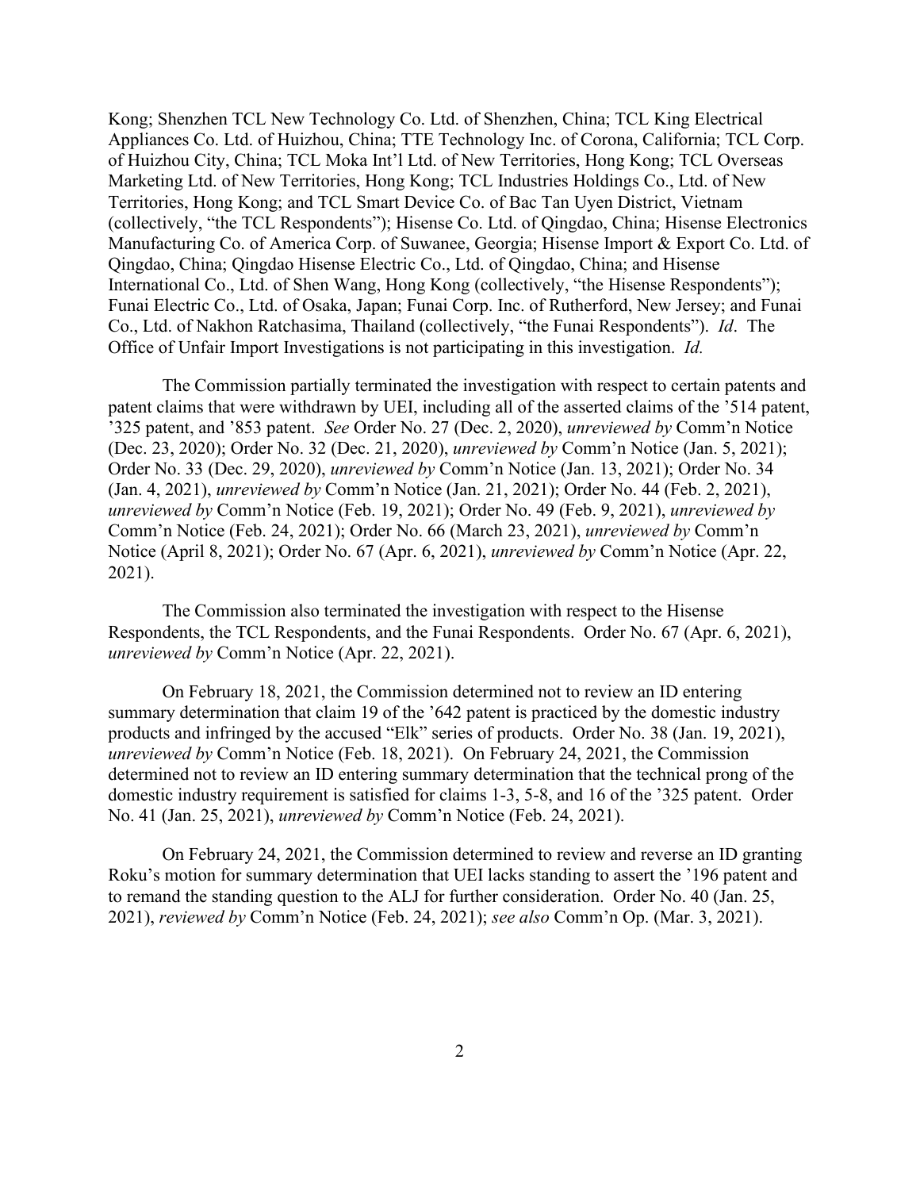Kong; Shenzhen TCL New Technology Co. Ltd. of Shenzhen, China; TCL King Electrical Appliances Co. Ltd. of Huizhou, China; TTE Technology Inc. of Corona, California; TCL Corp. of Huizhou City, China; TCL Moka Int'l Ltd. of New Territories, Hong Kong; TCL Overseas Marketing Ltd. of New Territories, Hong Kong; TCL Industries Holdings Co., Ltd. of New Territories, Hong Kong; and TCL Smart Device Co. of Bac Tan Uyen District, Vietnam (collectively, "the TCL Respondents"); Hisense Co. Ltd. of Qingdao, China; Hisense Electronics Manufacturing Co. of America Corp. of Suwanee, Georgia; Hisense Import & Export Co. Ltd. of Qingdao, China; Qingdao Hisense Electric Co., Ltd. of Qingdao, China; and Hisense International Co., Ltd. of Shen Wang, Hong Kong (collectively, "the Hisense Respondents"); Funai Electric Co., Ltd. of Osaka, Japan; Funai Corp. Inc. of Rutherford, New Jersey; and Funai Co., Ltd. of Nakhon Ratchasima, Thailand (collectively, "the Funai Respondents"). *Id*. The Office of Unfair Import Investigations is not participating in this investigation. *Id.*

The Commission partially terminated the investigation with respect to certain patents and patent claims that were withdrawn by UEI, including all of the asserted claims of the '514 patent, '325 patent, and '853 patent. *See* Order No. 27 (Dec. 2, 2020), *unreviewed by* Comm'n Notice (Dec. 23, 2020); Order No. 32 (Dec. 21, 2020), *unreviewed by* Comm'n Notice (Jan. 5, 2021); Order No. 33 (Dec. 29, 2020), *unreviewed by* Comm'n Notice (Jan. 13, 2021); Order No. 34 (Jan. 4, 2021), *unreviewed by* Comm'n Notice (Jan. 21, 2021); Order No. 44 (Feb. 2, 2021), *unreviewed by* Comm'n Notice (Feb. 19, 2021); Order No. 49 (Feb. 9, 2021), *unreviewed by* Comm'n Notice (Feb. 24, 2021); Order No. 66 (March 23, 2021), *unreviewed by* Comm'n Notice (April 8, 2021); Order No. 67 (Apr. 6, 2021), *unreviewed by* Comm'n Notice (Apr. 22, 2021).

The Commission also terminated the investigation with respect to the Hisense Respondents, the TCL Respondents, and the Funai Respondents. Order No. 67 (Apr. 6, 2021), *unreviewed by* Comm'n Notice (Apr. 22, 2021).

On February 18, 2021, the Commission determined not to review an ID entering summary determination that claim 19 of the '642 patent is practiced by the domestic industry products and infringed by the accused "Elk" series of products. Order No. 38 (Jan. 19, 2021), *unreviewed by* Comm'n Notice (Feb. 18, 2021). On February 24, 2021, the Commission determined not to review an ID entering summary determination that the technical prong of the domestic industry requirement is satisfied for claims 1-3, 5-8, and 16 of the '325 patent. Order No. 41 (Jan. 25, 2021), *unreviewed by* Comm'n Notice (Feb. 24, 2021).

On February 24, 2021, the Commission determined to review and reverse an ID granting Roku's motion for summary determination that UEI lacks standing to assert the '196 patent and to remand the standing question to the ALJ for further consideration. Order No. 40 (Jan. 25, 2021), *reviewed by* Comm'n Notice (Feb. 24, 2021); *see also* Comm'n Op. (Mar. 3, 2021).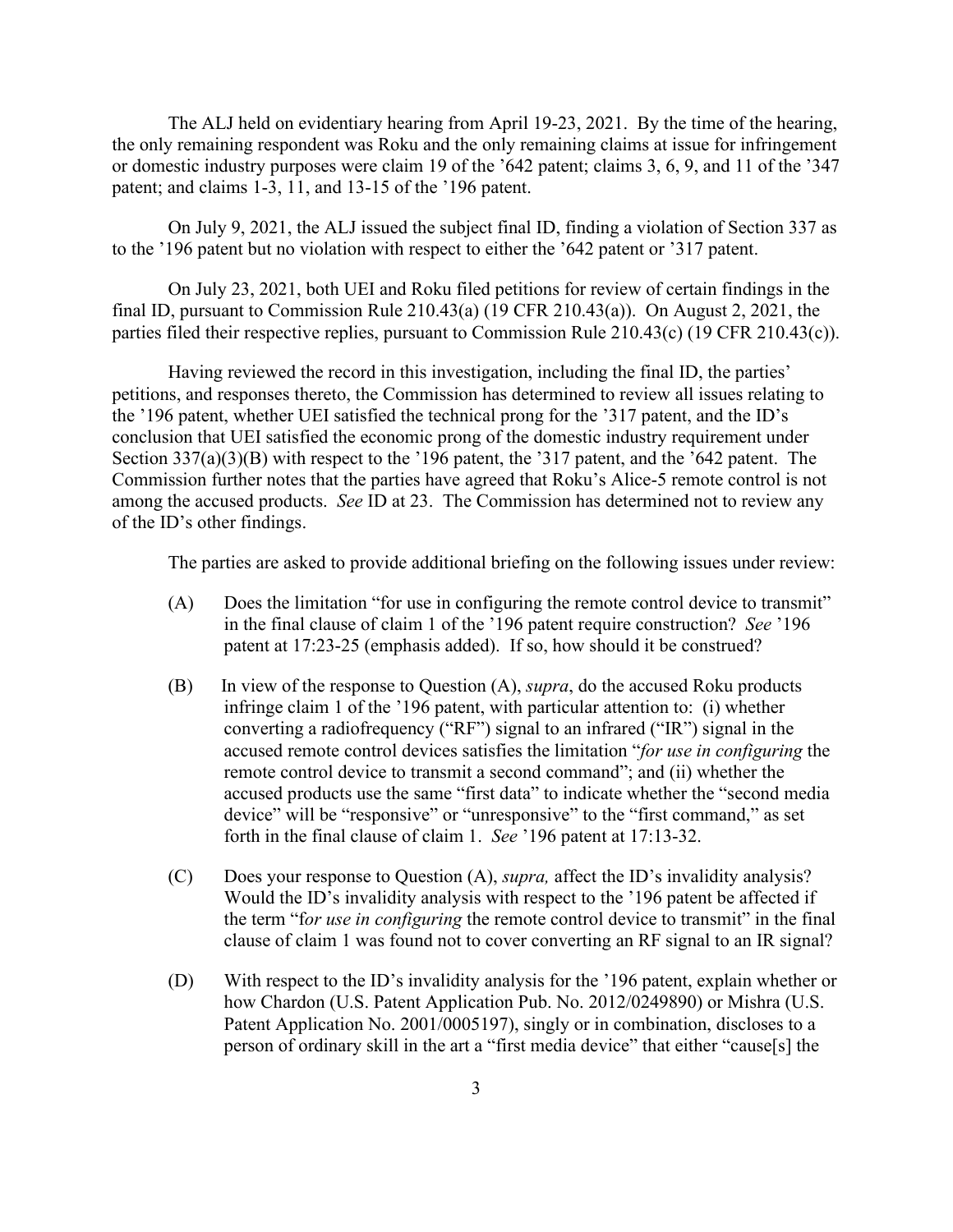The ALJ held on evidentiary hearing from April 19-23, 2021. By the time of the hearing, the only remaining respondent was Roku and the only remaining claims at issue for infringement or domestic industry purposes were claim 19 of the '642 patent; claims 3, 6, 9, and 11 of the '347 patent; and claims 1-3, 11, and 13-15 of the '196 patent.

On July 9, 2021, the ALJ issued the subject final ID, finding a violation of Section 337 as to the '196 patent but no violation with respect to either the '642 patent or '317 patent.

On July 23, 2021, both UEI and Roku filed petitions for review of certain findings in the final ID, pursuant to Commission Rule 210.43(a) (19 CFR 210.43(a)). On August 2, 2021, the parties filed their respective replies, pursuant to Commission Rule 210.43(c) (19 CFR 210.43(c)).

Having reviewed the record in this investigation, including the final ID, the parties' petitions, and responses thereto, the Commission has determined to review all issues relating to the '196 patent, whether UEI satisfied the technical prong for the '317 patent, and the ID's conclusion that UEI satisfied the economic prong of the domestic industry requirement under Section 337(a)(3)(B) with respect to the '196 patent, the '317 patent, and the '642 patent. The Commission further notes that the parties have agreed that Roku's Alice-5 remote control is not among the accused products. *See* ID at 23. The Commission has determined not to review any of the ID's other findings.

The parties are asked to provide additional briefing on the following issues under review:

(A) Does the limitation "for use in configuring the remote control device to transmit" in the final clause of claim 1 of the '196 patent require construction? *See* '196 patent at 17:23-25 (emphasis added). If so, how should it be construed?

(B) In view of the response to Question (A), *supra*, do the accused Roku products infringe claim 1 of the '196 patent, with particular attention to: (i) whether converting a radiofrequency ("RF") signal to an infrared ("IR") signal in the accused remote control devices satisfies the limitation "*for use in configuring* the remote control device to transmit a second command"; and (ii) whether the accused products use the same "first data" to indicate whether the "second media device" will be "responsive" or "unresponsive" to the "first command," as set forth in the final clause of claim 1. *See* '196 patent at 17:13-32.

(C) Does your response to Question (A), *supra,* affect the ID's invalidity analysis? Would the ID's invalidity analysis with respect to the '196 patent be affected if the term "f*or use in configuring* the remote control device to transmit" in the final clause of claim 1 was found not to cover converting an RF signal to an IR signal?

(D) With respect to the ID's invalidity analysis for the '196 patent, explain whether or how Chardon (U.S. Patent Application Pub. No. 2012/0249890) or Mishra (U.S. Patent Application No. 2001/0005197), singly or in combination, discloses to a person of ordinary skill in the art a "first media device" that either "cause[s] the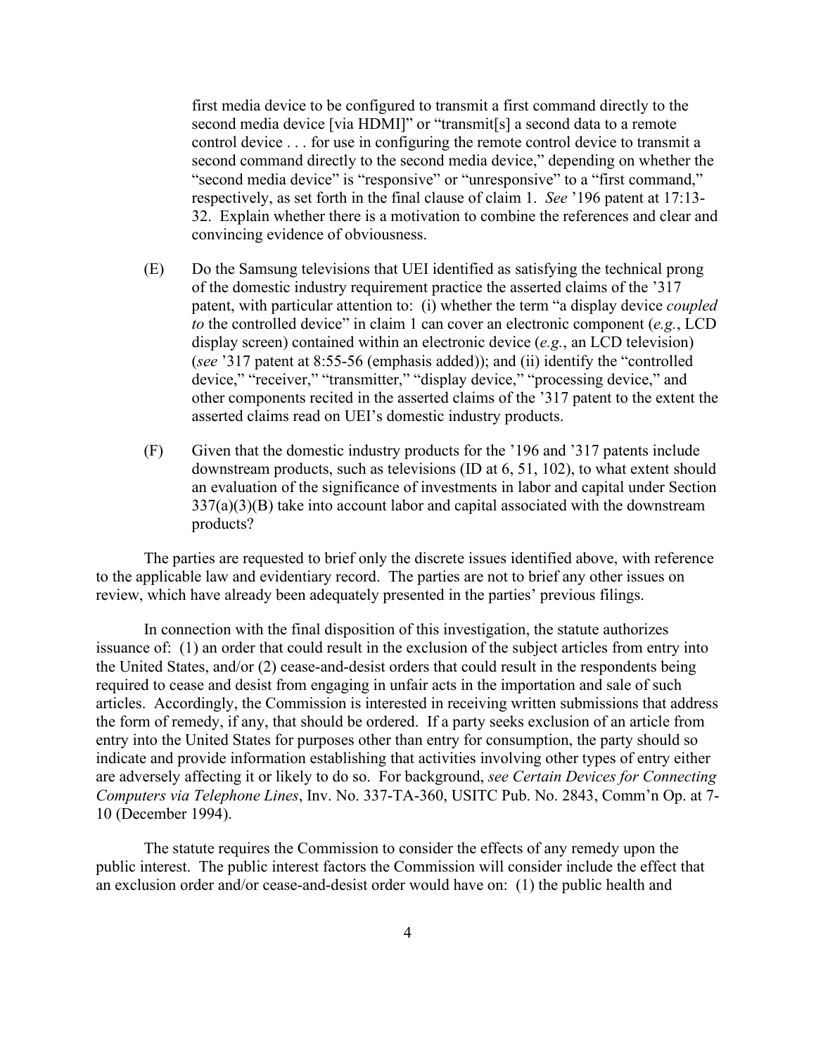first media device to be configured to transmit a first command directly to the second media device [via HDMI]" or "transmit[s] a second data to a remote control device . . . for use in configuring the remote control device to transmit a second command directly to the second media device," depending on whether the "second media device" is "responsive" or "unresponsive" to a "first command," respectively, as set forth in the final clause of claim 1. *See* '196 patent at 17:13-32. Explain whether there is a motivation to combine the references and clear and convincing evidence of obviousness.

(E) Do the Samsung televisions that UEI identified as satisfying the technical prong of the domestic industry requirement practice the asserted claims of the '317 patent, with particular attention to: (i) whether the term "a display device *coupled to* the controlled device" in claim 1 can cover an electronic component (*e.g.*, LCD display screen) contained within an electronic device (*e.g.*, an LCD television) (*see* '317 patent at 8:55-56 (emphasis added)); and (ii) identify the "controlled device," "receiver," "transmitter," "display device," "processing device," and other components recited in the asserted claims of the '317 patent to the extent the asserted claims read on UEI's domestic industry products.

(F) Given that the domestic industry products for the '196 and '317 patents include downstream products, such as televisions (ID at 6, 51, 102), to what extent should an evaluation of the significance of investments in labor and capital under Section 337(a)(3)(B) take into account labor and capital associated with the downstream products?

The parties are requested to brief only the discrete issues identified above, with reference to the applicable law and evidentiary record. The parties are not to brief any other issues on review, which have already been adequately presented in the parties' previous filings.

In connection with the final disposition of this investigation, the statute authorizes issuance of: (1) an order that could result in the exclusion of the subject articles from entry into the United States, and/or (2) cease-and-desist orders that could result in the respondents being required to cease and desist from engaging in unfair acts in the importation and sale of such articles. Accordingly, the Commission is interested in receiving written submissions that address the form of remedy, if any, that should be ordered. If a party seeks exclusion of an article from entry into the United States for purposes other than entry for consumption, the party should so indicate and provide information establishing that activities involving other types of entry either are adversely affecting it or likely to do so. For background, *see Certain Devices for Connecting Computers via Telephone Lines*, Inv. No. 337-TA-360, USITC Pub. No. 2843, Comm'n Op. at 7-10 (December 1994).

The statute requires the Commission to consider the effects of any remedy upon the public interest. The public interest factors the Commission will consider include the effect that an exclusion order and/or cease-and-desist order would have on: (1) the public health and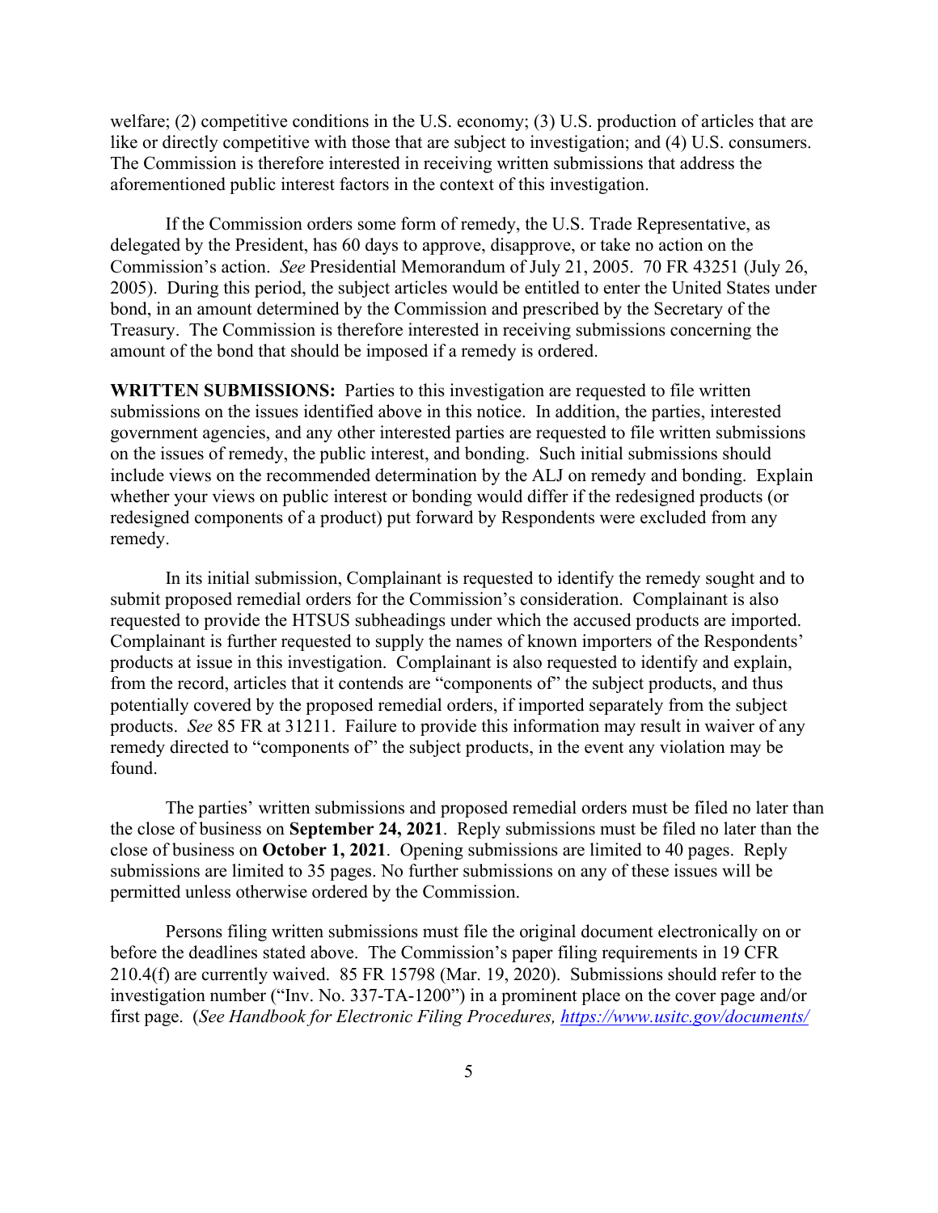welfare; (2) competitive conditions in the U.S. economy; (3) U.S. production of articles that are like or directly competitive with those that are subject to investigation; and (4) U.S. consumers. The Commission is therefore interested in receiving written submissions that address the aforementioned public interest factors in the context of this investigation.

If the Commission orders some form of remedy, the U.S. Trade Representative, as delegated by the President, has 60 days to approve, disapprove, or take no action on the Commission's action. *See* Presidential Memorandum of July 21, 2005. 70 FR 43251 (July 26, 2005). During this period, the subject articles would be entitled to enter the United States under bond, in an amount determined by the Commission and prescribed by the Secretary of the Treasury. The Commission is therefore interested in receiving submissions concerning the amount of the bond that should be imposed if a remedy is ordered.

**WRITTEN SUBMISSIONS:** Parties to this investigation are requested to file written submissions on the issues identified above in this notice. In addition, the parties, interested government agencies, and any other interested parties are requested to file written submissions on the issues of remedy, the public interest, and bonding. Such initial submissions should include views on the recommended determination by the ALJ on remedy and bonding. Explain whether your views on public interest or bonding would differ if the redesigned products (or redesigned components of a product) put forward by Respondents were excluded from any remedy.

In its initial submission, Complainant is requested to identify the remedy sought and to submit proposed remedial orders for the Commission's consideration. Complainant is also requested to provide the HTSUS subheadings under which the accused products are imported. Complainant is further requested to supply the names of known importers of the Respondents' products at issue in this investigation. Complainant is also requested to identify and explain, from the record, articles that it contends are "components of" the subject products, and thus potentially covered by the proposed remedial orders, if imported separately from the subject products. *See* 85 FR at 31211. Failure to provide this information may result in waiver of any remedy directed to "components of" the subject products, in the event any violation may be found.

The parties' written submissions and proposed remedial orders must be filed no later than the close of business on **September 24, 2021**. Reply submissions must be filed no later than the close of business on **October 1, 2021**. Opening submissions are limited to 40 pages. Reply submissions are limited to 35 pages. No further submissions on any of these issues will be permitted unless otherwise ordered by the Commission.

Persons filing written submissions must file the original document electronically on or before the deadlines stated above. The Commission's paper filing requirements in 19 CFR 210.4(f) are currently waived. 85 FR 15798 (Mar. 19, 2020). Submissions should refer to the investigation number ("Inv. No. 337-TA-1200") in a prominent place on the cover page and/or first page. (*See Handbook for Electronic Filing Procedures,* [https://www.usitc.gov/documents/](https://www.usitc.gov/documents/)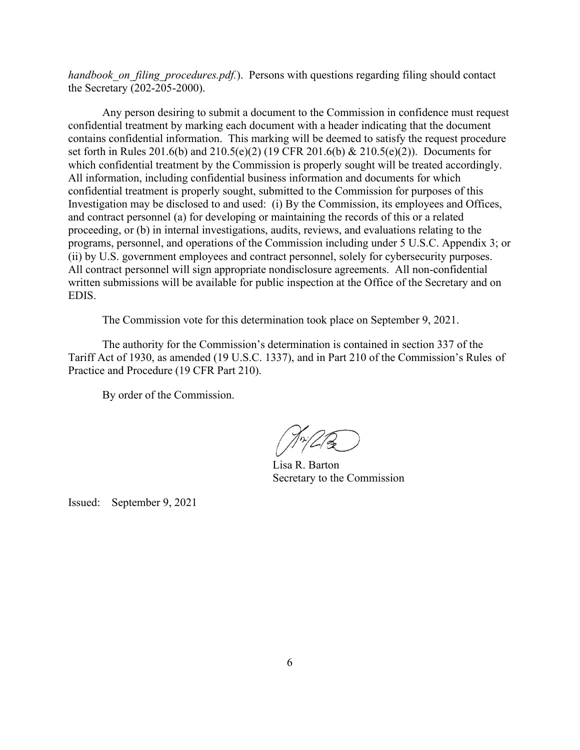*handbook_on_filing_procedures.pdf.*). Persons with questions regarding filing should contact the Secretary (202-205-2000).

Any person desiring to submit a document to the Commission in confidence must request confidential treatment by marking each document with a header indicating that the document contains confidential information. This marking will be deemed to satisfy the request procedure set forth in Rules 201.6(b) and 210.5(e)(2) (19 CFR 201.6(b) & 210.5(e)(2)). Documents for which confidential treatment by the Commission is properly sought will be treated accordingly. All information, including confidential business information and documents for which confidential treatment is properly sought, submitted to the Commission for purposes of this Investigation may be disclosed to and used: (i) By the Commission, its employees and Offices, and contract personnel (a) for developing or maintaining the records of this or a related proceeding, or (b) in internal investigations, audits, reviews, and evaluations relating to the programs, personnel, and operations of the Commission including under 5 U.S.C. Appendix 3; or (ii) by U.S. government employees and contract personnel, solely for cybersecurity purposes. All contract personnel will sign appropriate nondisclosure agreements. All non-confidential written submissions will be available for public inspection at the Office of the Secretary and on EDIS.

The Commission vote for this determination took place on September 9, 2021.

The authority for the Commission's determination is contained in section 337 of the Tariff Act of 1930, as amended (19 U.S.C. 1337), and in Part 210 of the Commission's Rules of Practice and Procedure (19 CFR Part 210).

By order of the Commission.

Lisa R. Barton
Secretary to the Commission

Issued: September 9, 2021